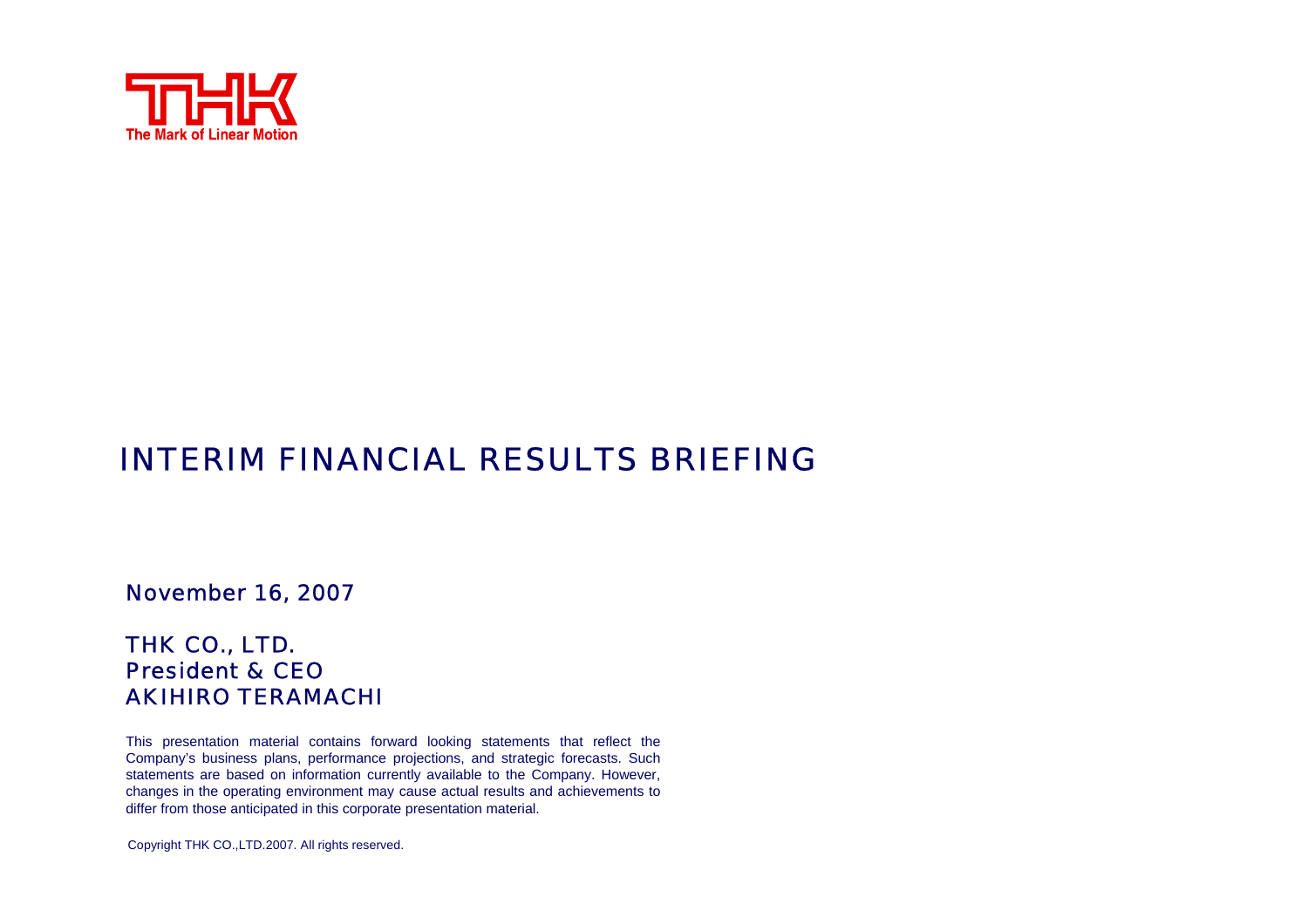THK

The Mark of Linear Motion

# INTERIM FINANCIAL RESULTS BRIEFING

November 16, 2007

THK CO., LTD.
President & CEO
AKIHIRO TERAMACHI

This presentation material contains forward looking statements that reflect the Company's business plans, performance projections, and strategic forecasts. Such statements are based on information currently available to the Company. However, changes in the operating environment may cause actual results and achievements to differ from those anticipated in this corporate presentation material.

Copyright THK CO.,LTD.2007. All rights reserved.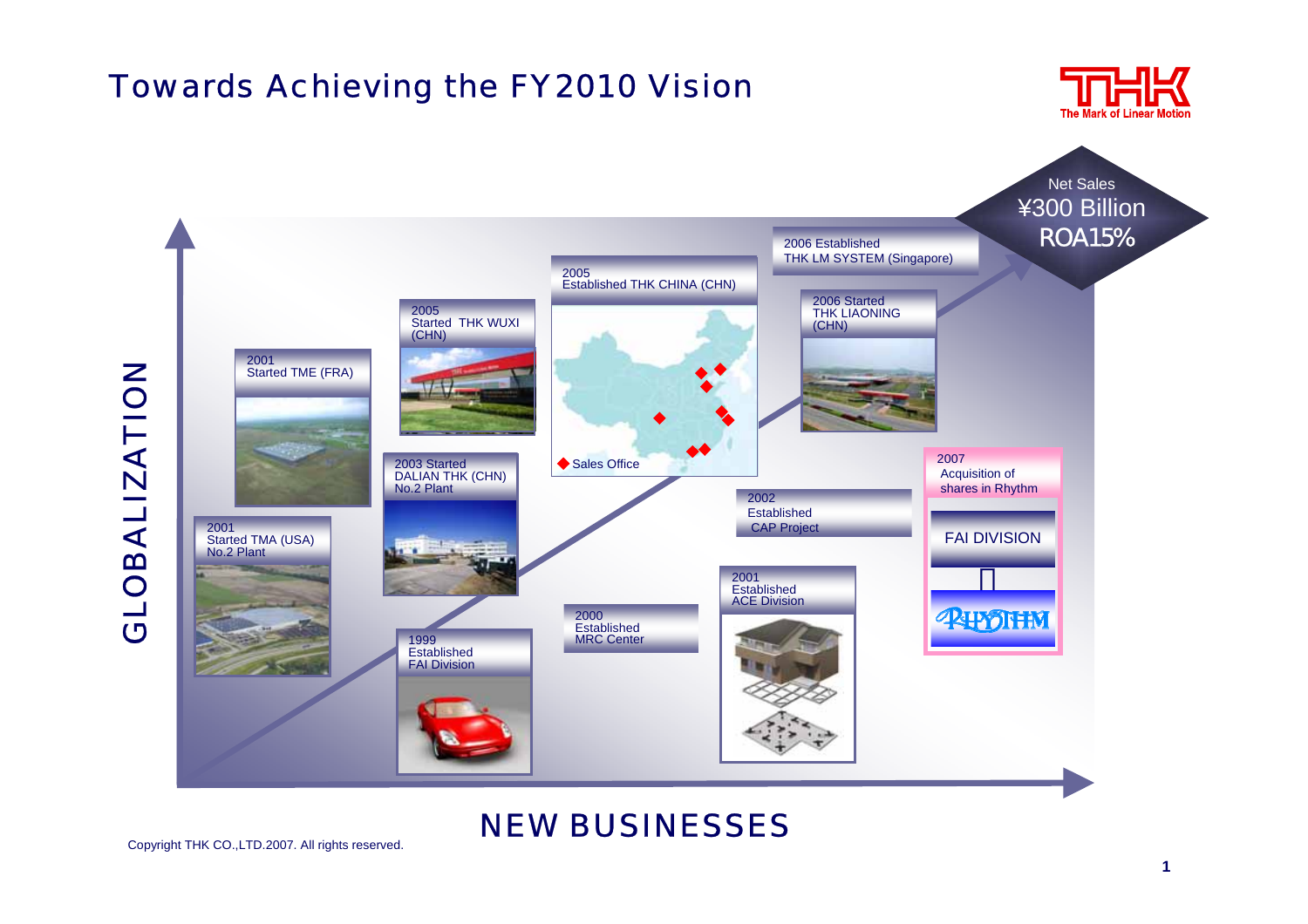# Towards Achieving the FY2010 Vision

**Net Sales ¥300 Billion ROA15%**

GLOBALIZATION

- 1999 Established FAI Division
- 2000 Established MRC Center
- 2001 Started TMA (USA) No.2 Plant
- 2001 Started TME (FRA)
- 2001 Established ACE Division
- 2002 Established CAP Project
- 2003 Started DALIAN THK (CHN) No.2 Plant
- 2005 Started THK WUXI (CHN)
- 2005 Established THK CHINA (CHN)
  - ◆ Sales Office
- 2006 Started THK LIAONING (CHN)
- 2006 Established THK LM SYSTEM (Singapore)
- 2007 Acquisition of shares in Rhythm
  - FAI DIVISION
  - RHYTHM

NEW BUSINESSES

Copyright THK CO.,LTD.2007. All rights reserved.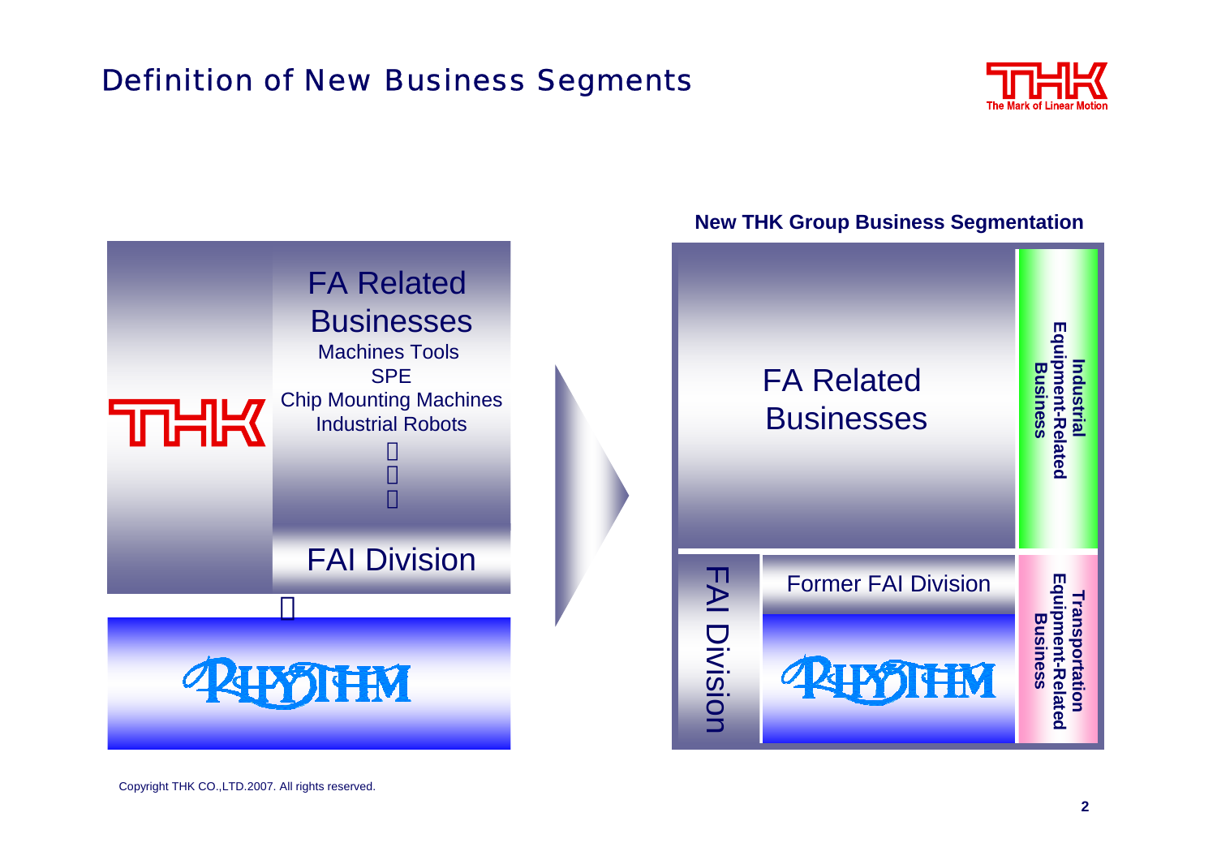# Definition of New Business Segments

THK

FA Related Businesses

Machines Tools

SPE

Chip Mounting Machines

Industrial Robots

FAI Division

RHYTHM

**New THK Group Business Segmentation**

FA Related Businesses

**Industrial Equipment-Related Business**

FAI Division

Former FAI Division

RHYTHM

**Transportation Equipment-Related Business**

Copyright THK CO.,LTD.2007. All rights reserved.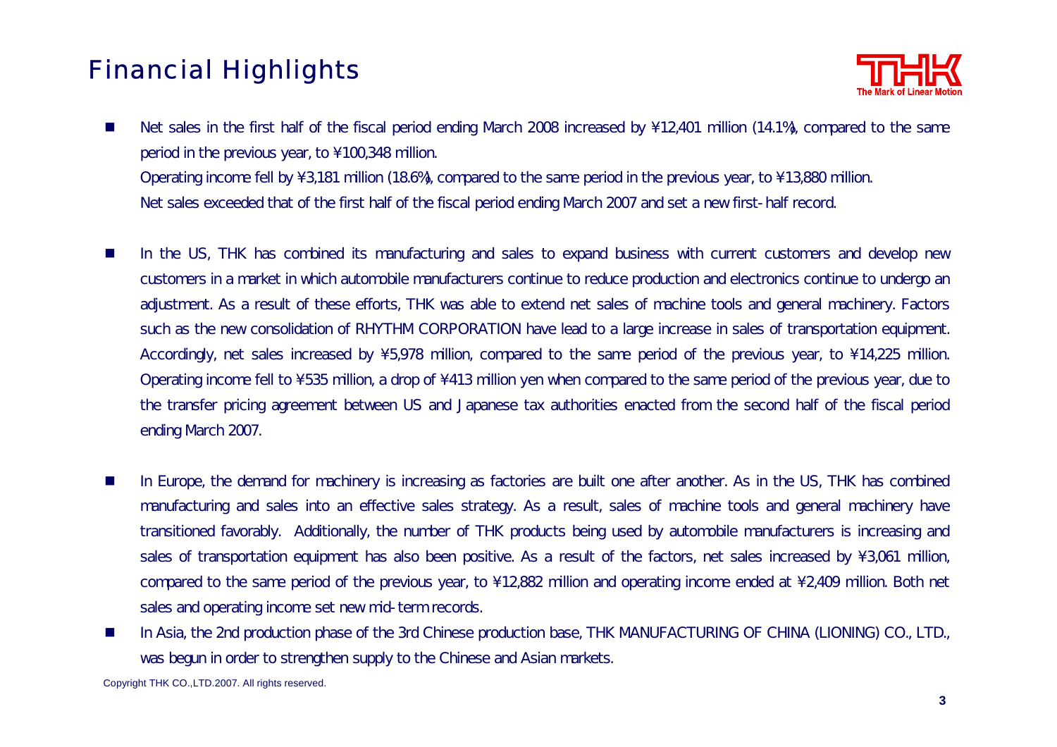# Financial Highlights

- Net sales in the first half of the fiscal period ending March 2008 increased by ¥12,401 million (14.1%), compared to the same period in the previous year, to ¥100,348 million.
  Operating income fell by ¥3,181 million (18.6%), compared to the same period in the previous year, to ¥13,880 million.
  Net sales exceeded that of the first half of the fiscal period ending March 2007 and set a new first-half record.

- In the US, THK has combined its manufacturing and sales to expand business with current customers and develop new customers in a market in which automobile manufacturers continue to reduce production and electronics continue to undergo an adjustment. As a result of these efforts, THK was able to extend net sales of machine tools and general machinery. Factors such as the new consolidation of RHYTHM CORPORATION have lead to a large increase in sales of transportation equipment. Accordingly, net sales increased by ¥5,978 million, compared to the same period of the previous year, to ¥14,225 million. Operating income fell to ¥535 million, a drop of ¥413 million yen when compared to the same period of the previous year, due to the transfer pricing agreement between US and Japanese tax authorities enacted from the second half of the fiscal period ending March 2007.

- In Europe, the demand for machinery is increasing as factories are built one after another. As in the US, THK has combined manufacturing and sales into an effective sales strategy. As a result, sales of machine tools and general machinery have transitioned favorably. Additionally, the number of THK products being used by automobile manufacturers is increasing and sales of transportation equipment has also been positive. As a result of the factors, net sales increased by ¥3,061 million, compared to the same period of the previous year, to ¥12,882 million and operating income ended at ¥2,409 million. Both net sales and operating income set new mid-term records.

- In Asia, the 2nd production phase of the 3rd Chinese production base, THK MANUFACTURING OF CHINA (LIONING) CO., LTD., was begun in order to strengthen supply to the Chinese and Asian markets.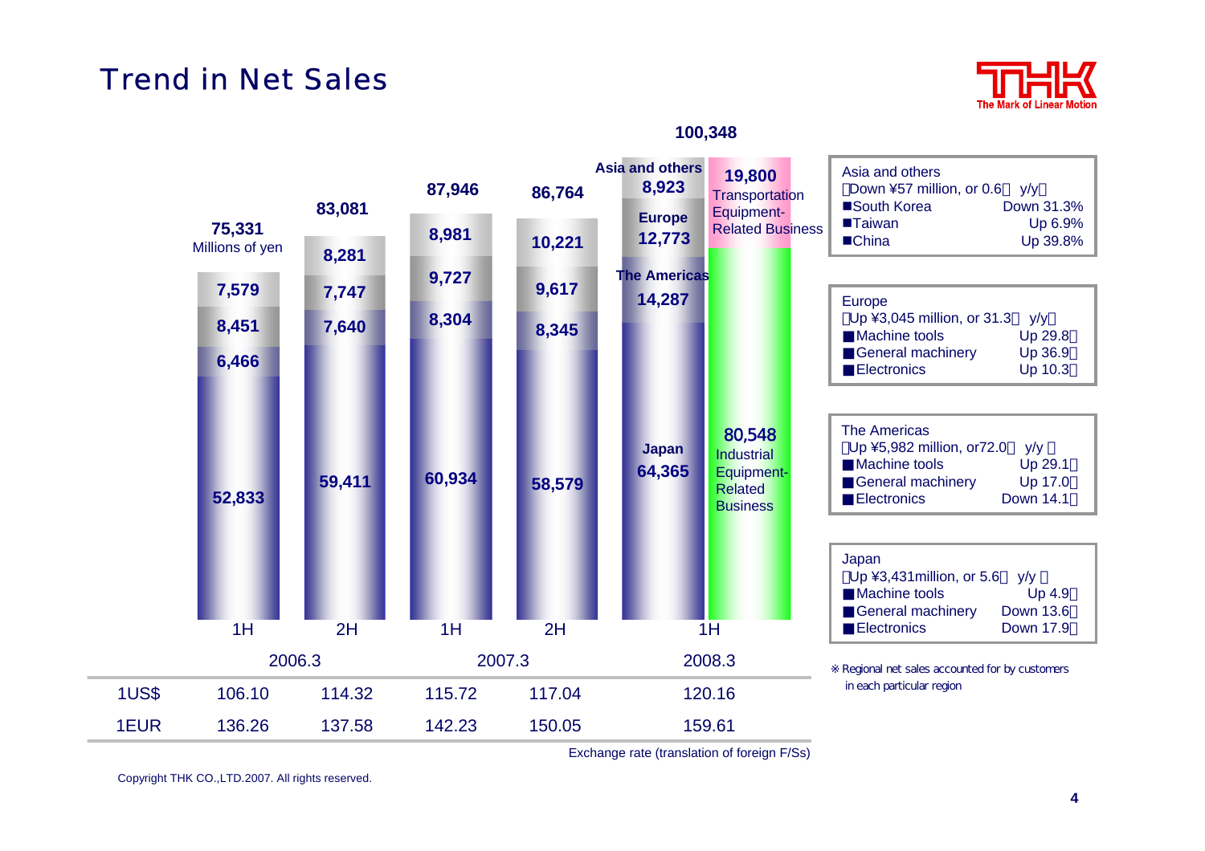# Trend in Net Sales

Millions of yen

| | 2006.3 1H | 2006.3 2H | 2007.3 1H | 2007.3 2H | 2008.3 1H |
|---|---|---|---|---|---|
| Total | 75,331 | 83,081 | 87,946 | 86,764 | 100,348 |
| Asia and others | 7,579 | 8,281 | 8,981 | 10,221 | 8,923 |
| Europe | 8,451 | 7,747 | 9,727 | 9,617 | 12,773 |
| The Americas | 6,466 | 7,640 | 8,304 | 8,345 | 14,287 |
| Japan | 52,833 | 59,411 | 60,934 | 58,579 | 64,365 |

2008.3 1H by business: 19,800 Transportation Equipment-Related Business; 80,548 Industrial Equipment-Related Business

| | 2006.3 1H | 2006.3 2H | 2007.3 1H | 2007.3 2H | 2008.3 1H |
|---|---|---|---|---|---|
| 1US$ | 106.10 | 114.32 | 115.72 | 117.04 | 120.16 |
| 1EUR | 136.26 | 137.58 | 142.23 | 150.05 | 159.61 |

Exchange rate (translation of foreign F/Ss)

**Asia and others**
(Down ¥57 million, or 0.6% y/y)

| | |
|---|---|
| ■South Korea | Down 31.3% |
| ■Taiwan | Up 6.9% |
| ■China | Up 39.8% |

**Europe**
(Up ¥3,045 million, or 31.3% y/y)

| | |
|---|---|
| ■Machine tools | Up 29.8% |
| ■General machinery | Up 36.9% |
| ■Electronics | Up 10.3% |

**The Americas**
(Up ¥5,982 million, or72.0% y/y)

| | |
|---|---|
| ■Machine tools | Up 29.1% |
| ■General machinery | Up 17.0% |
| ■Electronics | Down 14.1% |

**Japan**
(Up ¥3,431million, or 5.6% y/y)

| | |
|---|---|
| ■Machine tools | Up 4.9% |
| ■General machinery | Down 13.6% |
| ■Electronics | Down 17.9% |

※ Regional net sales accounted for by customers in each particular region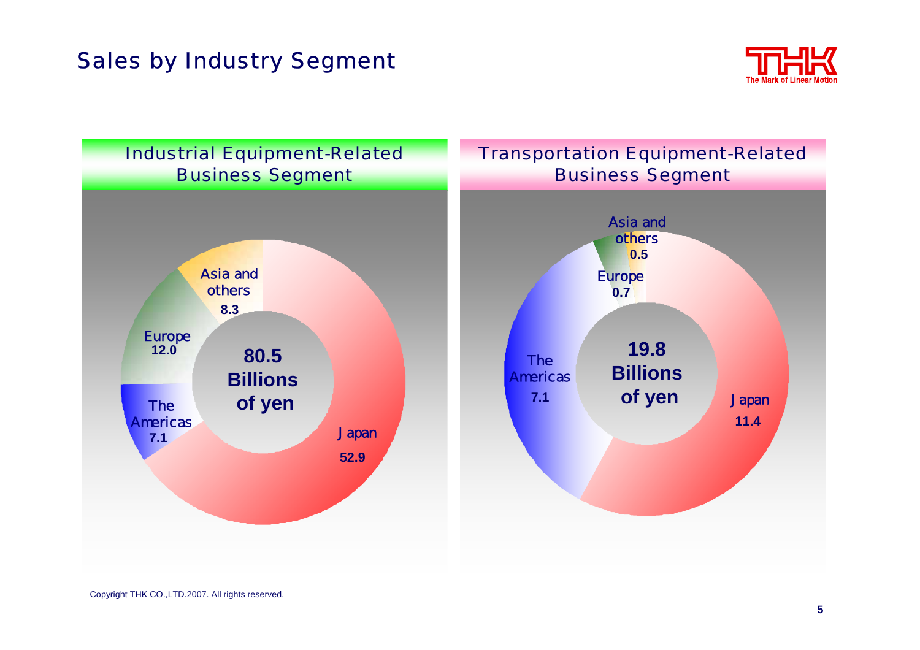# Sales by Industry Segment

## Industrial Equipment-Related Business Segment

**80.5 Billions of yen**

| Region | Sales |
|---|---|
| Japan | 52.9 |
| The Americas | 7.1 |
| Europe | 12.0 |
| Asia and others | 8.3 |

## Transportation Equipment-Related Business Segment

**19.8 Billions of yen**

| Region | Sales |
|---|---|
| Japan | 11.4 |
| The Americas | 7.1 |
| Europe | 0.7 |
| Asia and others | 0.5 |

Copyright THK CO.,LTD.2007. All rights reserved.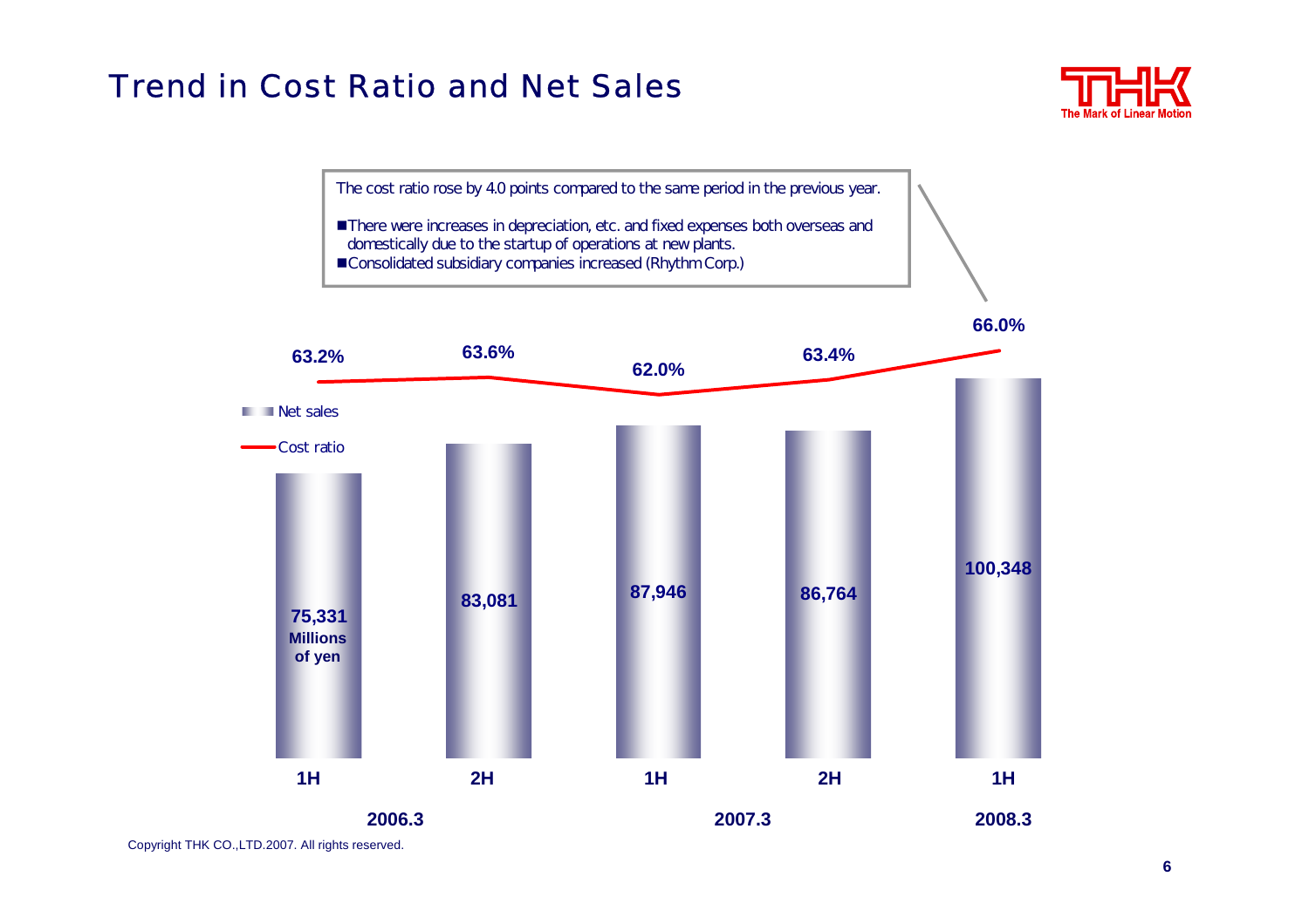# Trend in Cost Ratio and Net Sales

The cost ratio rose by 4.0 points compared to the same period in the previous year.

- There were increases in depreciation, etc. and fixed expenses both overseas and domestically due to the startup of operations at new plants.
- Consolidated subsidiary companies increased (Rhythm Corp.)

| Fiscal year | Period | Net sales (Millions of yen) | Cost ratio |
|---|---|---|---|
| 2006.3 | 1H | 75,331 | 63.2% |
| 2006.3 | 2H | 83,081 | 63.6% |
| 2007.3 | 1H | 87,946 | 62.0% |
| 2007.3 | 2H | 86,764 | 63.4% |
| 2008.3 | 1H | 100,348 | 66.0% |

Copyright THK CO.,LTD.2007. All rights reserved.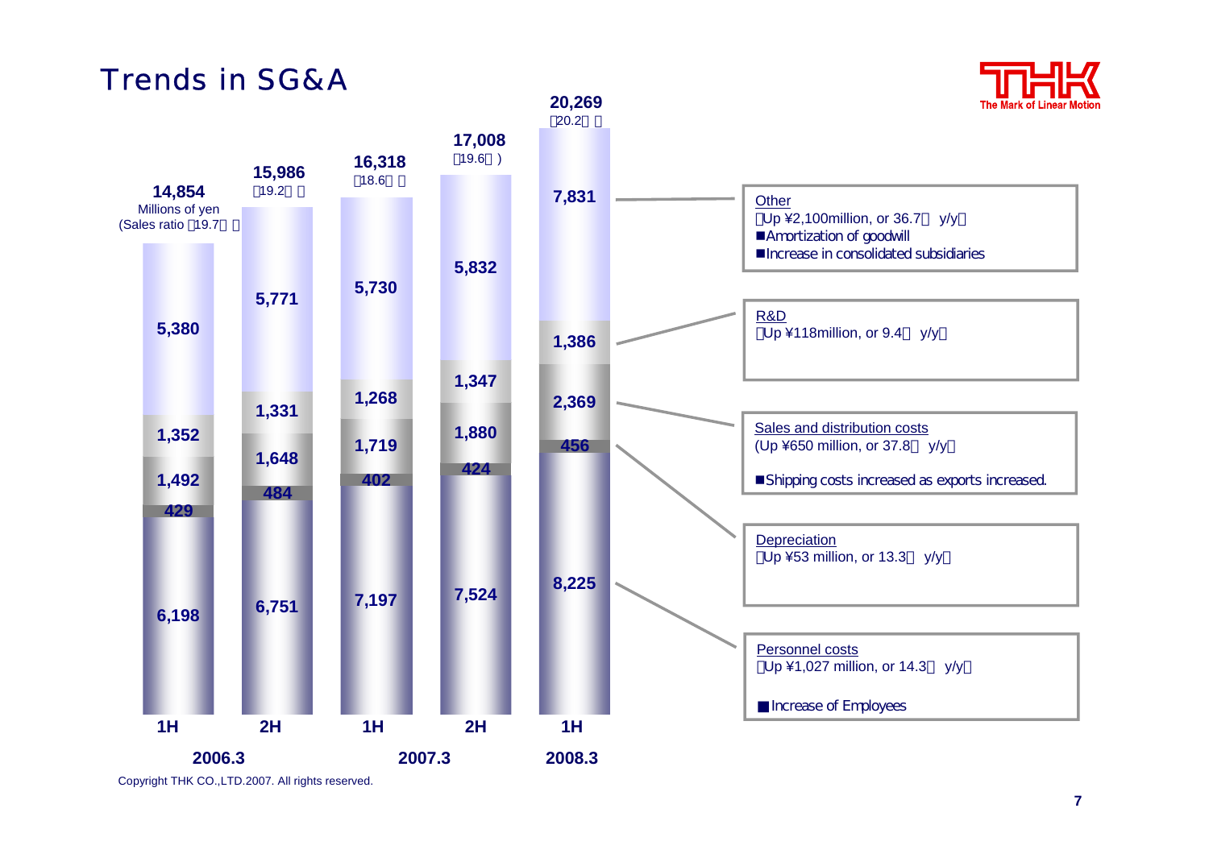# Trends in SG&A

Millions of yen

| | 2006.3 1H | 2006.3 2H | 2007.3 1H | 2007.3 2H | 2008.3 1H |
|---|---|---|---|---|---|
| Total | 14,854 | 15,986 | 16,318 | 17,008 | 20,269 |
| (Sales ratio) | (19.7%) | (19.2%) | (18.6%) | (19.6%) | (20.2%) |
| Other | 5,380 | 5,771 | 5,730 | 5,832 | 7,831 |
| R&D | 1,352 | 1,331 | 1,268 | 1,347 | 1,386 |
| Sales and distribution costs | 1,492 | 1,648 | 1,719 | 1,880 | 2,369 |
| Depreciation | 429 | 484 | 402 | 424 | 456 |
| Personnel costs | 6,198 | 6,751 | 7,197 | 7,524 | 8,225 |

**Other**
(Up ¥2,100million, or 36.7% y/y)
- Amortization of goodwill
- Increase in consolidated subsidiaries

**R&D**
(Up ¥118million, or 9.4% y/y)

**Sales and distribution costs**
(Up ¥650 million, or 37.8% y/y)
- Shipping costs increased as exports increased.

**Depreciation**
(Up ¥53 million, or 13.3% y/y)

**Personnel costs**
(Up ¥1,027 million, or 14.3% y/y)
- Increase of Employees

Copyright THK CO.,LTD.2007. All rights reserved.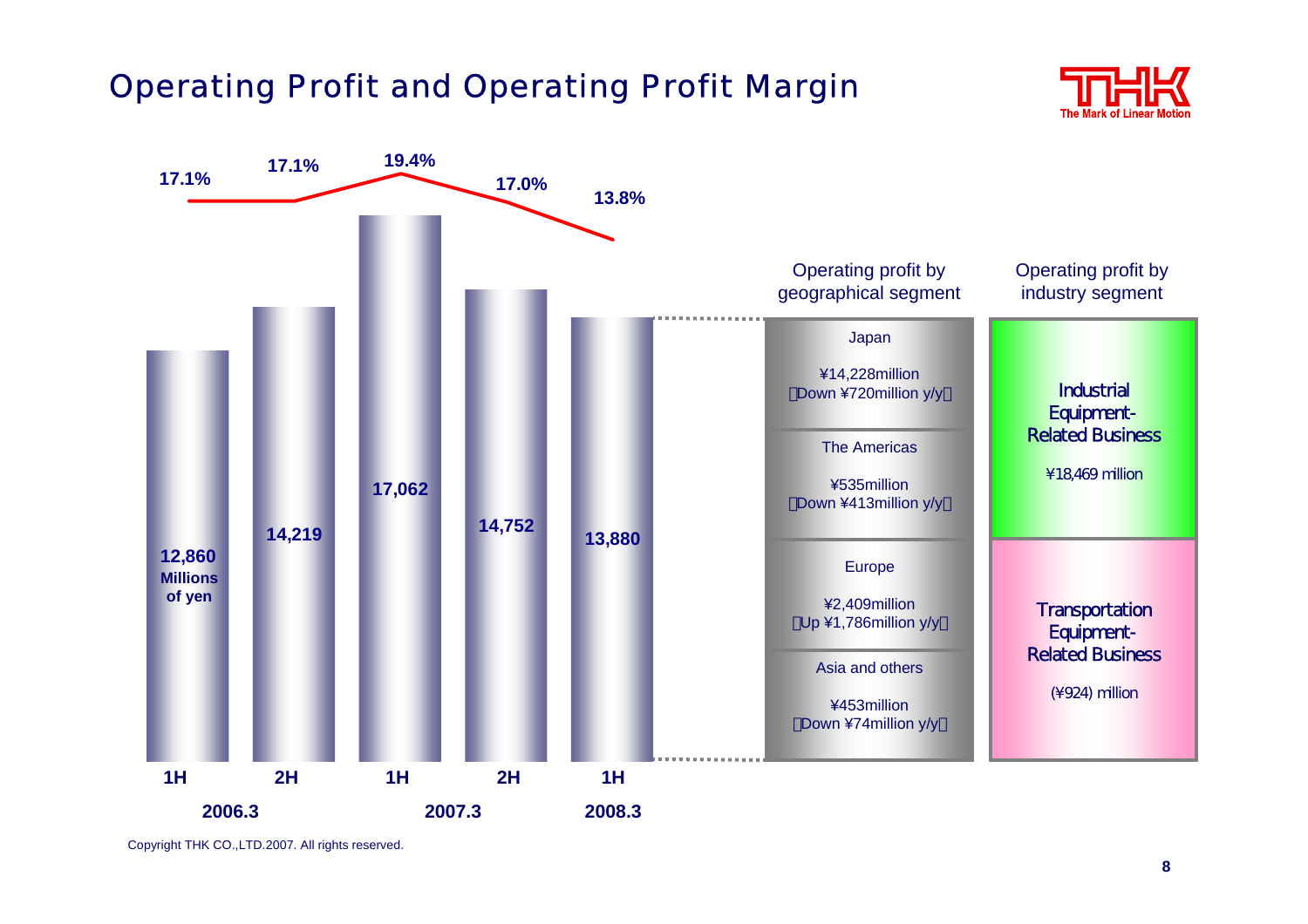# Operating Profit and Operating Profit Margin

| Fiscal year | Period | Operating profit (Millions of yen) | Operating profit margin |
|---|---|---|---|
| 2006.3 | 1H | 12,860 | 17.1% |
| 2006.3 | 2H | 14,219 | 17.1% |
| 2007.3 | 1H | 17,062 | 19.4% |
| 2007.3 | 2H | 14,752 | 17.0% |
| 2008.3 | 1H | 13,880 | 13.8% |

**Operating profit by geographical segment**

- Japan: ¥14,228million (Down ¥720million y/y)
- The Americas: ¥535million (Down ¥413million y/y)
- Europe: ¥2,409million (Up ¥1,786million y/y)
- Asia and others: ¥453million (Down ¥74million y/y)

**Operating profit by industry segment**

- Industrial Equipment-Related Business: ¥18,469 million
- Transportation Equipment-Related Business: (¥924) million

Copyright THK CO.,LTD.2007. All rights reserved.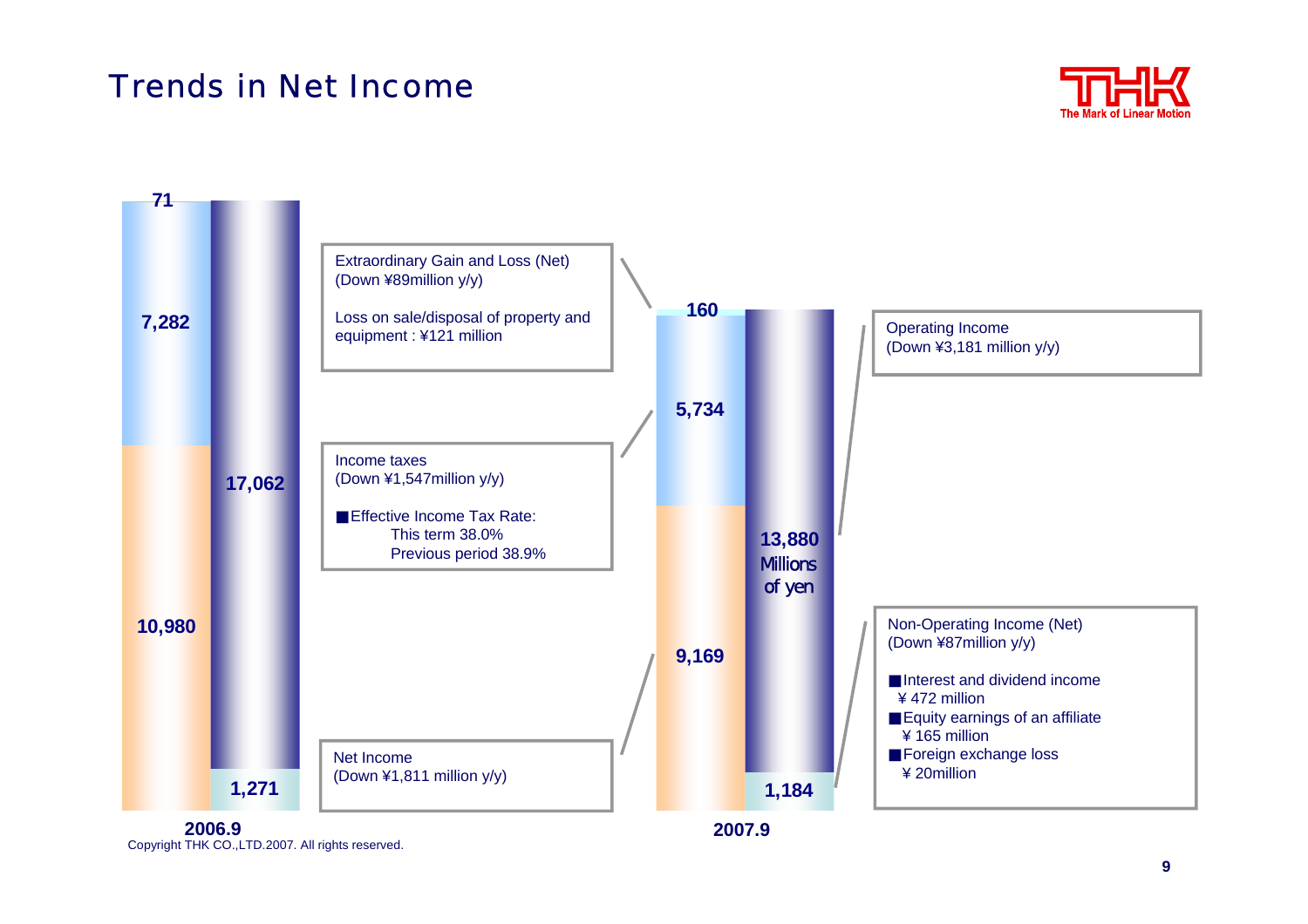# Trends in Net Income

| | 2006.9 | 2007.9 |
|---|---|---|
| Operating Income | 17,062 | 13,880 |
| Non-Operating Income (Net) | 1,271 | 1,184 |
| Extraordinary Gain and Loss (Net) | 71 | 160 |
| Income taxes | 7,282 | 5,734 |
| Net Income | 10,980 | 9,169 |

Millions of yen

**Extraordinary Gain and Loss (Net)**
(Down ¥89million y/y)

Loss on sale/disposal of property and equipment : ¥121 million

**Income taxes**
(Down ¥1,547million y/y)

■Effective Income Tax Rate:
This term 38.0%
Previous period 38.9%

**Net Income**
(Down ¥1,811 million y/y)

**Operating Income**
(Down ¥3,181 million y/y)

**Non-Operating Income (Net)**
(Down ¥87million y/y)

■Interest and dividend income
¥472 million
■Equity earnings of an affiliate
¥165 million
■Foreign exchange loss
¥20million

Copyright THK CO.,LTD.2007. All rights reserved.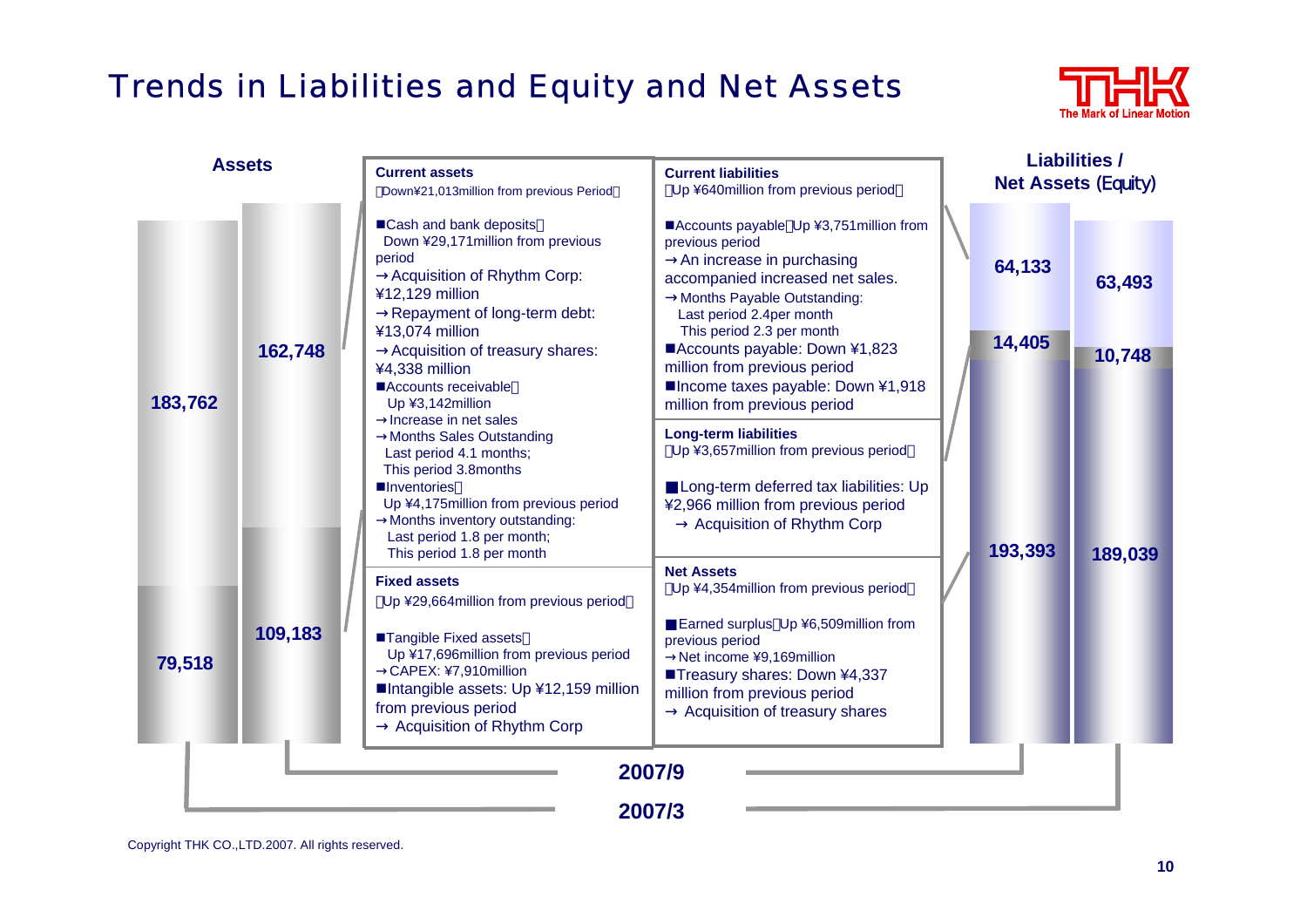# Trends in Liabilities and Equity and Net Assets

## Assets

| | 2007/3 | 2007/9 |
|---|---|---|
| Current assets | 183,762 | 162,748 |
| Fixed assets | 79,518 | 109,183 |

**Current assets**
（Down¥21,013million from previous Period）

- ■Cash and bank deposits：Down ¥29,171million from previous period
  - →Acquisition of Rhythm Corp: ¥12,129 million
  - →Repayment of long-term debt: ¥13,074 million
  - →Acquisition of treasury shares: ¥4,338 million
- ■Accounts receivable：Up ¥3,142million
  - →Increase in net sales
  - →Months Sales Outstanding Last period 4.1 months; This period 3.8months
- ■Inventories：Up ¥4,175million from previous period
  - →Months inventory outstanding: Last period 1.8 per month; This period 1.8 per month

**Fixed assets**
（Up ¥29,664million from previous period）

- ■Tangible Fixed assets：Up ¥17,696million from previous period
  - →CAPEX: ¥7,910million
- ■Intangible assets: Up ¥12,159 million from previous period
  - → Acquisition of Rhythm Corp

## Liabilities / Net Assets (Equity)

| | 2007/9 | 2007/3 |
|---|---|---|
| Current liabilities | 64,133 | 63,493 |
| Long-term liabilities | 14,405 | 10,748 |
| Net Assets | 193,393 | 189,039 |

**Current liabilities**
（Up ¥640million from previous period）

- ■Accounts payable：Up ¥3,751million from previous period
  - →An increase in purchasing accompanied increased net sales.
  - →Months Payable Outstanding: Last period 2.4per month; This period 2.3 per month
- ■Accounts payable: Down ¥1,823 million from previous period
- ■Income taxes payable: Down ¥1,918 million from previous period

**Long-term liabilities**
（Up ¥3,657million from previous period）

- ■Long-term deferred tax liabilities: Up ¥2,966 million from previous period
  - → Acquisition of Rhythm Corp

**Net Assets**
（Up ¥4,354million from previous period）

- ■Earned surplus：Up ¥6,509million from previous period
  - →Net income ¥9,169million
- ■Treasury shares: Down ¥4,337 million from previous period
  - → Acquisition of treasury shares

2007/9

2007/3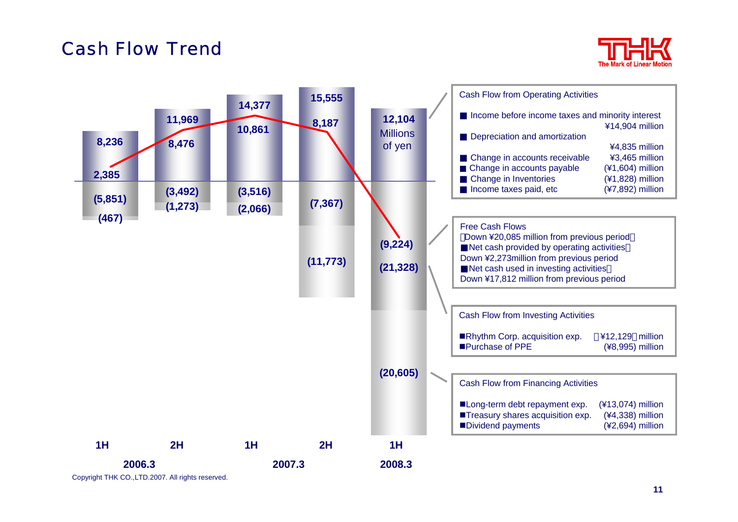# Cash Flow Trend

| | 2006.3 1H | 2006.3 2H | 2007.3 1H | 2007.3 2H | 2008.3 1H |
|---|---|---|---|---|---|
| Cash Flow from Operating Activities | 8,236 | 11,969 | 14,377 | 15,555 | 12,104 |
| Free Cash Flows | 2,385 | 8,476 | 10,861 | 8,187 | (9,224) |
| Cash Flow from Investing Activities | (5,851) | (3,492) | (3,516) | (7,367) | (21,328) |
| Cash Flow from Financing Activities | (467) | (1,273) | (2,066) | (11,773) | (20,605) |

Millions of yen

**Cash Flow from Operating Activities**

- Income before income taxes and minority interest ¥14,904 million
- Depreciation and amortization ¥4,835 million
- Change in accounts receivable ¥3,465 million
- Change in accounts payable (¥1,604) million
- Change in Inventories (¥1,828) million
- Income taxes paid, etc (¥7,892) million

**Free Cash Flows**

(Down ¥20,085 million from previous period)

- Net cash provided by operating activities: Down ¥2,273million from previous period
- Net cash used in investing activities: Down ¥17,812 million from previous period

**Cash Flow from Investing Activities**

- Rhythm Corp. acquisition exp. (¥12,129) million
- Purchase of PPE (¥8,995) million

**Cash Flow from Financing Activities**

- Long-term debt repayment exp. (¥13,074) million
- Treasury shares acquisition exp. (¥4,338) million
- Dividend payments (¥2,694) million

Copyright THK CO.,LTD.2007. All rights reserved.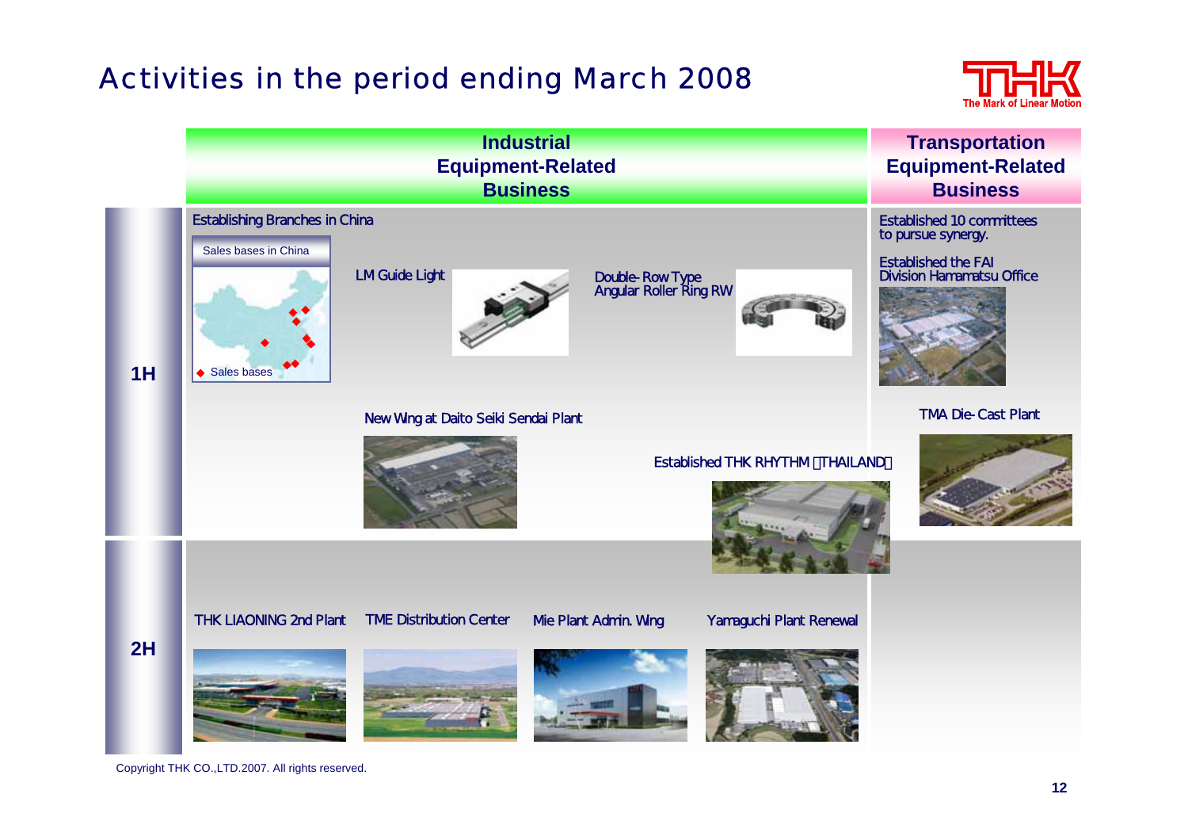# Activities in the period ending March 2008

| | Industrial Equipment-Related Business | Transportation Equipment-Related Business |
|---|---|---|
| 1H | Establishing Branches in China (Sales bases in China; ◆ Sales bases); LM Guide Light; Double-Row Type Angular Roller Ring RW; New Wing at Daito Seiki Sendai Plant; Established THK RHYTHM (THAILAND) | Established 10 committees to pursue synergy.; Established the FAI Division Hamamatsu Office; TMA Die-Cast Plant |
| 2H | THK LIAONING 2nd Plant; TME Distribution Center; Mie Plant Admin. Wing; Yamaguchi Plant Renewal | |

Copyright THK CO.,LTD.2007. All rights reserved.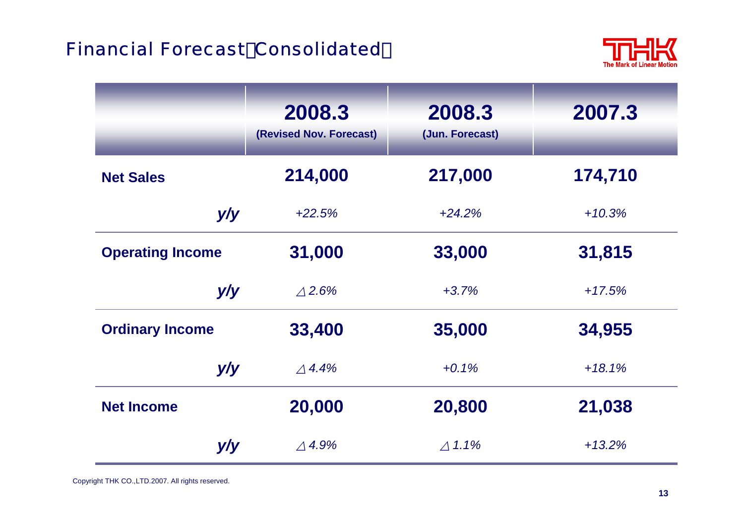# Financial Forecast（Consolidated）

| | 2008.3 (Revised Nov. Forecast) | 2008.3 (Jun. Forecast) | 2007.3 |
|---|---|---|---|
| **Net Sales** | **214,000** | **217,000** | **174,710** |
| *y/y* | *+22.5%* | *+24.2%* | *+10.3%* |
| **Operating Income** | **31,000** | **33,000** | **31,815** |
| *y/y* | *△2.6%* | *+3.7%* | *+17.5%* |
| **Ordinary Income** | **33,400** | **35,000** | **34,955** |
| *y/y* | *△4.4%* | *+0.1%* | *+18.1%* |
| **Net Income** | **20,000** | **20,800** | **21,038** |
| *y/y* | *△4.9%* | *△1.1%* | *+13.2%* |

Copyright THK CO.,LTD.2007. All rights reserved.